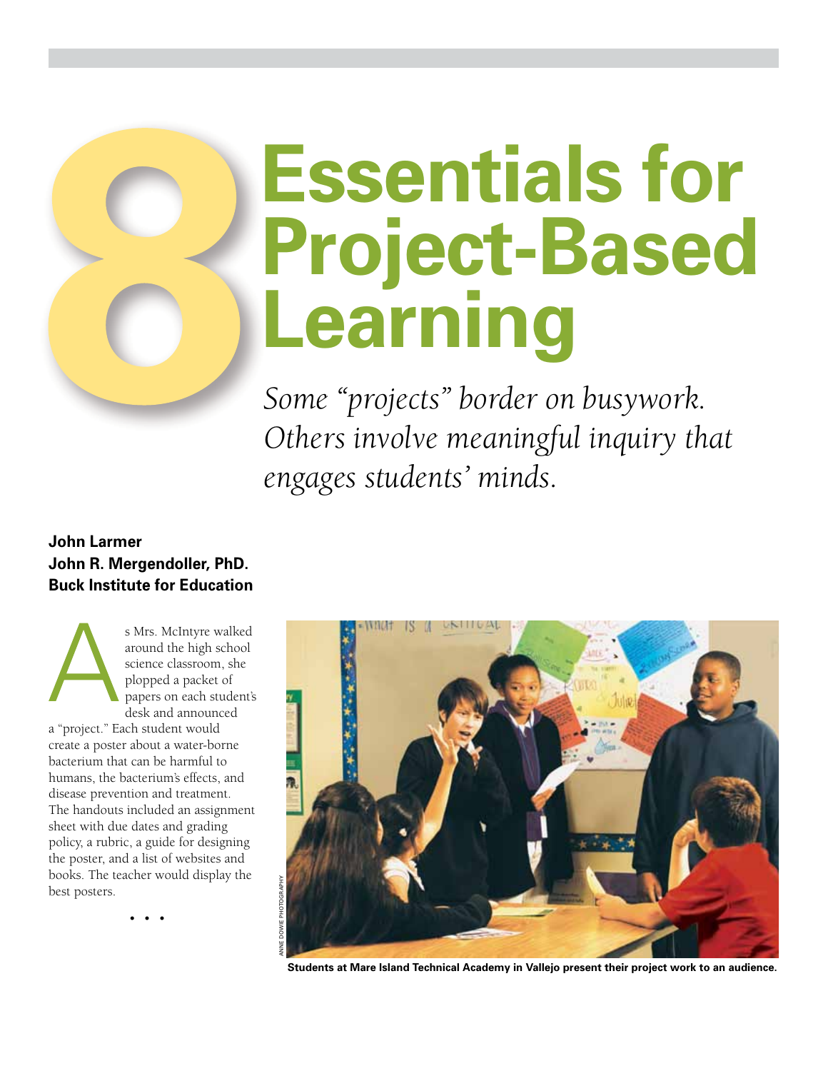# 8 Essentials for Project-Based Learning

*Some "projects" border on busywork. Others involve meaningful inquiry that engages students' minds.*

**John Larmer**
**John R. Mergendoller, PhD.**
**Buck Institute for Education**

As Mrs. McIntyre walked around the high school science classroom, she plopped a packet of papers on each student's desk and announced a "project." Each student would create a poster about a water-borne bacterium that can be harmful to humans, the bacterium's effects, and disease prevention and treatment. The handouts included an assignment sheet with due dates and grading policy, a rubric, a guide for designing the poster, and a list of websites and books. The teacher would display the best posters.

• • •

ANNE DOWIE PHOTOGRAPHY

**Students at Mare Island Technical Academy in Vallejo present their project work to an audience.**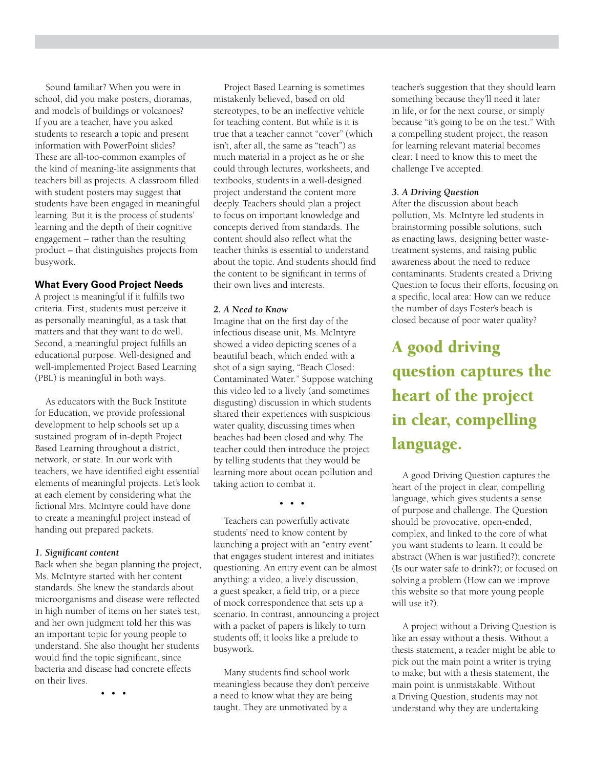Sound familiar? When you were in school, did you make posters, dioramas, and models of buildings or volcanoes? If you are a teacher, have you asked students to research a topic and present information with PowerPoint slides? These are all-too-common examples of the kind of meaning-lite assignments that teachers bill as projects. A classroom filled with student posters may suggest that students have been engaged in meaningful learning. But it is the process of students' learning and the depth of their cognitive engagement – rather than the resulting product – that distinguishes projects from busywork.

## What Every Good Project Needs

A project is meaningful if it fulfills two criteria. First, students must perceive it as personally meaningful, as a task that matters and that they want to do well. Second, a meaningful project fulfills an educational purpose. Well-designed and well-implemented Project Based Learning (PBL) is meaningful in both ways.

As educators with the Buck Institute for Education, we provide professional development to help schools set up a sustained program of in-depth Project Based Learning throughout a district, network, or state. In our work with teachers, we have identified eight essential elements of meaningful projects. Let's look at each element by considering what the fictional Mrs. McIntyre could have done to create a meaningful project instead of handing out prepared packets.

### *1. Significant content*

Back when she began planning the project, Ms. McIntyre started with her content standards. She knew the standards about microorganisms and disease were reflected in high number of items on her state's test, and her own judgment told her this was an important topic for young people to understand. She also thought her students would find the topic significant, since bacteria and disease had concrete effects on their lives.

• • •

Project Based Learning is sometimes mistakenly believed, based on old stereotypes, to be an ineffective vehicle for teaching content. But while is it is true that a teacher cannot "cover" (which isn't, after all, the same as "teach") as much material in a project as he or she could through lectures, worksheets, and textbooks, students in a well-designed project understand the content more deeply. Teachers should plan a project to focus on important knowledge and concepts derived from standards. The content should also reflect what the teacher thinks is essential to understand about the topic. And students should find the content to be significant in terms of their own lives and interests.

### *2. A Need to Know*

Imagine that on the first day of the infectious disease unit, Ms. McIntyre showed a video depicting scenes of a beautiful beach, which ended with a shot of a sign saying, "Beach Closed: Contaminated Water." Suppose watching this video led to a lively (and sometimes disgusting) discussion in which students shared their experiences with suspicious water quality, discussing times when beaches had been closed and why. The teacher could then introduce the project by telling students that they would be learning more about ocean pollution and taking action to combat it.

• • •

Teachers can powerfully activate students' need to know content by launching a project with an "entry event" that engages student interest and initiates questioning. An entry event can be almost anything: a video, a lively discussion, a guest speaker, a field trip, or a piece of mock correspondence that sets up a scenario. In contrast, announcing a project with a packet of papers is likely to turn students off; it looks like a prelude to busywork.

Many students find school work meaningless because they don't perceive a need to know what they are being taught. They are unmotivated by a teacher's suggestion that they should learn something because they'll need it later in life, or for the next course, or simply because "it's going to be on the test." With a compelling student project, the reason for learning relevant material becomes clear: I need to know this to meet the challenge I've accepted.

### *3. A Driving Question*

After the discussion about beach pollution, Ms. McIntyre led students in brainstorming possible solutions, such as enacting laws, designing better waste-treatment systems, and raising public awareness about the need to reduce contaminants. Students created a Driving Question to focus their efforts, focusing on a specific, local area: How can we reduce the number of days Foster's beach is closed because of poor water quality?

**A good driving question captures the heart of the project in clear, compelling language.**

A good Driving Question captures the heart of the project in clear, compelling language, which gives students a sense of purpose and challenge. The Question should be provocative, open-ended, complex, and linked to the core of what you want students to learn. It could be abstract (When is war justified?); concrete (Is our water safe to drink?); or focused on solving a problem (How can we improve this website so that more young people will use it?).

A project without a Driving Question is like an essay without a thesis. Without a thesis statement, a reader might be able to pick out the main point a writer is trying to make; but with a thesis statement, the main point is unmistakable. Without a Driving Question, students may not understand why they are undertaking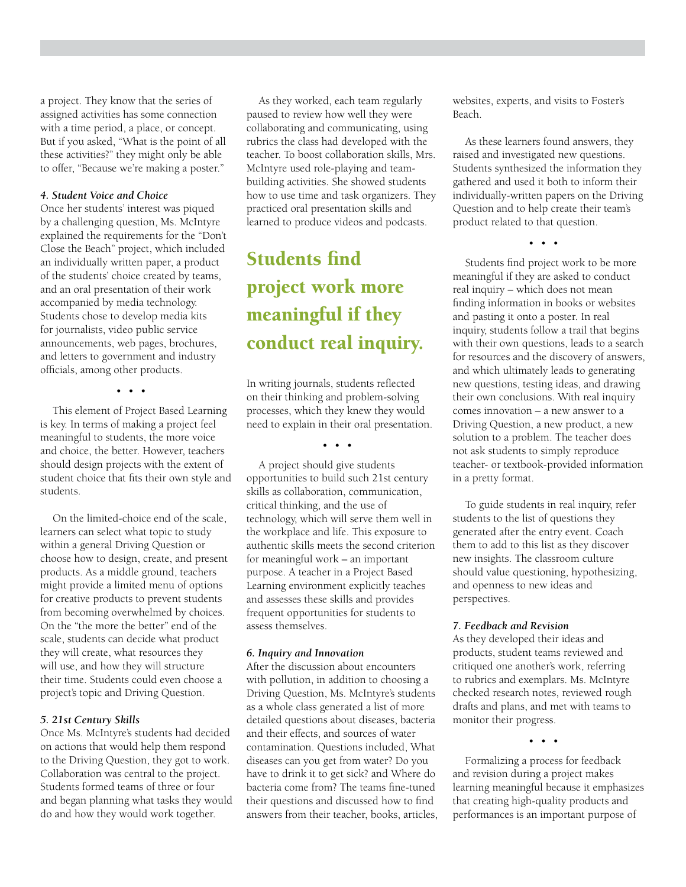a project. They know that the series of assigned activities has some connection with a time period, a place, or concept. But if you asked, "What is the point of all these activities?" they might only be able to offer, "Because we're making a poster."

#### *4. Student Voice and Choice*

Once her students' interest was piqued by a challenging question, Ms. McIntyre explained the requirements for the "Don't Close the Beach" project, which included an individually written paper, a product of the students' choice created by teams, and an oral presentation of their work accompanied by media technology. Students chose to develop media kits for journalists, video public service announcements, web pages, brochures, and letters to government and industry officials, among other products.

• • •

This element of Project Based Learning is key. In terms of making a project feel meaningful to students, the more voice and choice, the better. However, teachers should design projects with the extent of student choice that fits their own style and students.

On the limited-choice end of the scale, learners can select what topic to study within a general Driving Question or choose how to design, create, and present products. As a middle ground, teachers might provide a limited menu of options for creative products to prevent students from becoming overwhelmed by choices. On the "the more the better" end of the scale, students can decide what product they will create, what resources they will use, and how they will structure their time. Students could even choose a project's topic and Driving Question.

#### *5. 21st Century Skills*

Once Ms. McIntyre's students had decided on actions that would help them respond to the Driving Question, they got to work. Collaboration was central to the project. Students formed teams of three or four and began planning what tasks they would do and how they would work together.

As they worked, each team regularly paused to review how well they were collaborating and communicating, using rubrics the class had developed with the teacher. To boost collaboration skills, Mrs. McIntyre used role-playing and team-building activities. She showed students how to use time and task organizers. They practiced oral presentation skills and learned to produce videos and podcasts.

## Students find project work more meaningful if they conduct real inquiry.

In writing journals, students reflected on their thinking and problem-solving processes, which they knew they would need to explain in their oral presentation.

• • •

A project should give students opportunities to build such 21st century skills as collaboration, communication, critical thinking, and the use of technology, which will serve them well in the workplace and life. This exposure to authentic skills meets the second criterion for meaningful work – an important purpose. A teacher in a Project Based Learning environment explicitly teaches and assesses these skills and provides frequent opportunities for students to assess themselves.

#### *6. Inquiry and Innovation*

After the discussion about encounters with pollution, in addition to choosing a Driving Question, Ms. McIntyre's students as a whole class generated a list of more detailed questions about diseases, bacteria and their effects, and sources of water contamination. Questions included, What diseases can you get from water? Do you have to drink it to get sick? and Where do bacteria come from? The teams fine-tuned their questions and discussed how to find answers from their teacher, books, articles, websites, experts, and visits to Foster's Beach.

As these learners found answers, they raised and investigated new questions. Students synthesized the information they gathered and used it both to inform their individually-written papers on the Driving Question and to help create their team's product related to that question.

• • •

Students find project work to be more meaningful if they are asked to conduct real inquiry – which does not mean finding information in books or websites and pasting it onto a poster. In real inquiry, students follow a trail that begins with their own questions, leads to a search for resources and the discovery of answers, and which ultimately leads to generating new questions, testing ideas, and drawing their own conclusions. With real inquiry comes innovation – a new answer to a Driving Question, a new product, a new solution to a problem. The teacher does not ask students to simply reproduce teacher- or textbook-provided information in a pretty format.

To guide students in real inquiry, refer students to the list of questions they generated after the entry event. Coach them to add to this list as they discover new insights. The classroom culture should value questioning, hypothesizing, and openness to new ideas and perspectives.

#### *7. Feedback and Revision*

As they developed their ideas and products, student teams reviewed and critiqued one another's work, referring to rubrics and exemplars. Ms. McIntyre checked research notes, reviewed rough drafts and plans, and met with teams to monitor their progress.

• • •

Formalizing a process for feedback and revision during a project makes learning meaningful because it emphasizes that creating high-quality products and performances is an important purpose of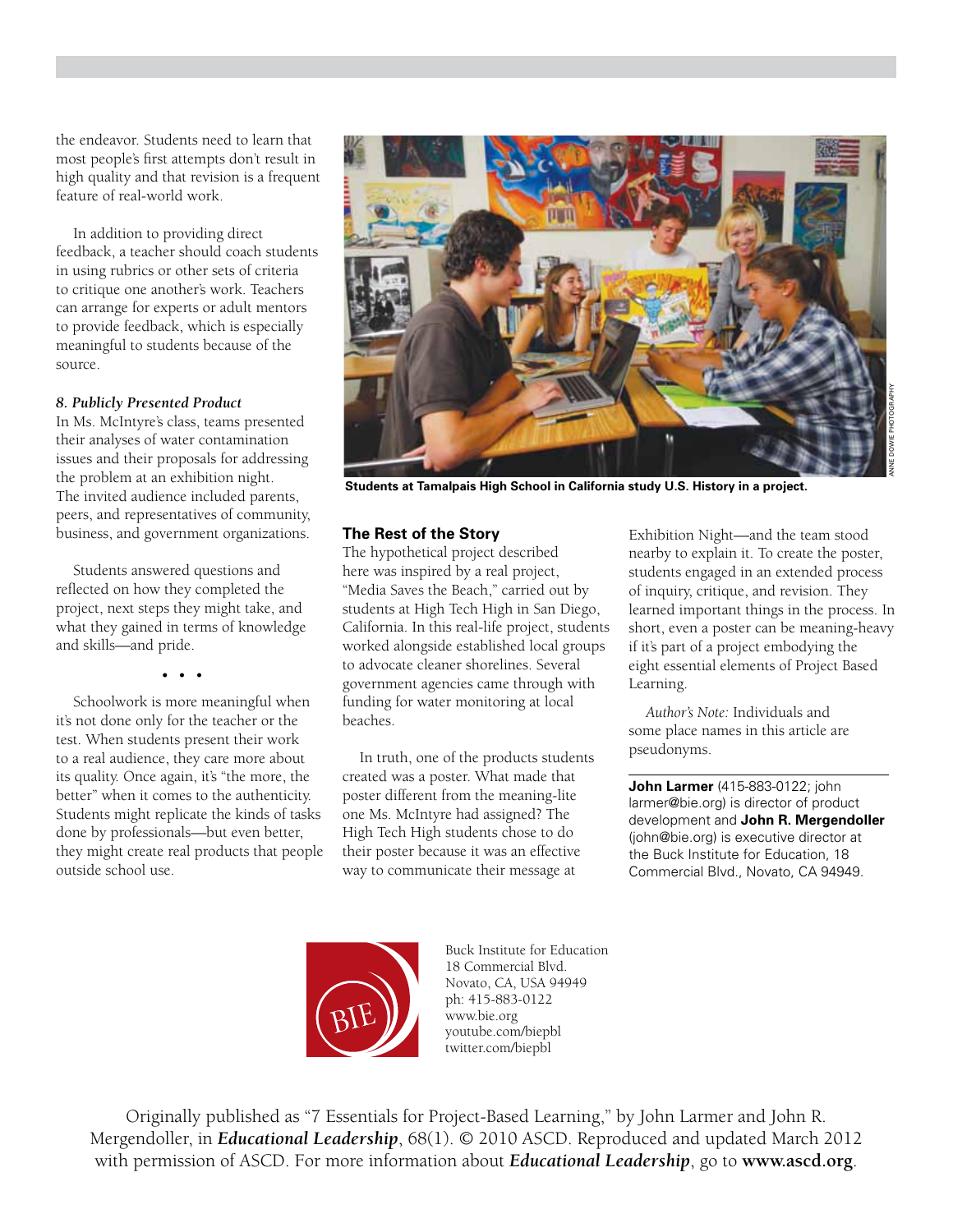the endeavor. Students need to learn that most people's first attempts don't result in high quality and that revision is a frequent feature of real-world work.

In addition to providing direct feedback, a teacher should coach students in using rubrics or other sets of criteria to critique one another's work. Teachers can arrange for experts or adult mentors to provide feedback, which is especially meaningful to students because of the source.

### *8. Publicly Presented Product*

In Ms. McIntyre's class, teams presented their analyses of water contamination issues and their proposals for addressing the problem at an exhibition night. The invited audience included parents, peers, and representatives of community, business, and government organizations.

Students answered questions and reflected on how they completed the project, next steps they might take, and what they gained in terms of knowledge and skills—and pride.

• • •

Schoolwork is more meaningful when it's not done only for the teacher or the test. When students present their work to a real audience, they care more about its quality. Once again, it's "the more, the better" when it comes to the authenticity. Students might replicate the kinds of tasks done by professionals—but even better, they might create real products that people outside school use.

ANNE DOWIE PHOTOGRAPHY

**Students at Tamalpais High School in California study U.S. History in a project.**

## The Rest of the Story

The hypothetical project described here was inspired by a real project, "Media Saves the Beach," carried out by students at High Tech High in San Diego, California. In this real-life project, students worked alongside established local groups to advocate cleaner shorelines. Several government agencies came through with funding for water monitoring at local beaches.

In truth, one of the products students created was a poster. What made that poster different from the meaning-lite one Ms. McIntyre had assigned? The High Tech High students chose to do their poster because it was an effective way to communicate their message at Exhibition Night—and the team stood nearby to explain it. To create the poster, students engaged in an extended process of inquiry, critique, and revision. They learned important things in the process. In short, even a poster can be meaning-heavy if it's part of a project embodying the eight essential elements of Project Based Learning.

*Author's Note:* Individuals and some place names in this article are pseudonyms.

**John Larmer** (415-883-0122; johnlarmer@bie.org) is director of product development and **John R. Mergendoller** (john@bie.org) is executive director at the Buck Institute for Education, 18 Commercial Blvd., Novato, CA 94949.

BIE

Buck Institute for Education
18 Commercial Blvd.
Novato, CA, USA 94949
ph: 415-883-0122
www.bie.org
youtube.com/biepbl
twitter.com/biepbl

Originally published as "7 Essentials for Project-Based Learning," by John Larmer and John R. Mergendoller, in ***Educational Leadership***, 68(1). © 2010 ASCD. Reproduced and updated March 2012 with permission of ASCD. For more information about ***Educational Leadership***, go to **www.ascd.org**.